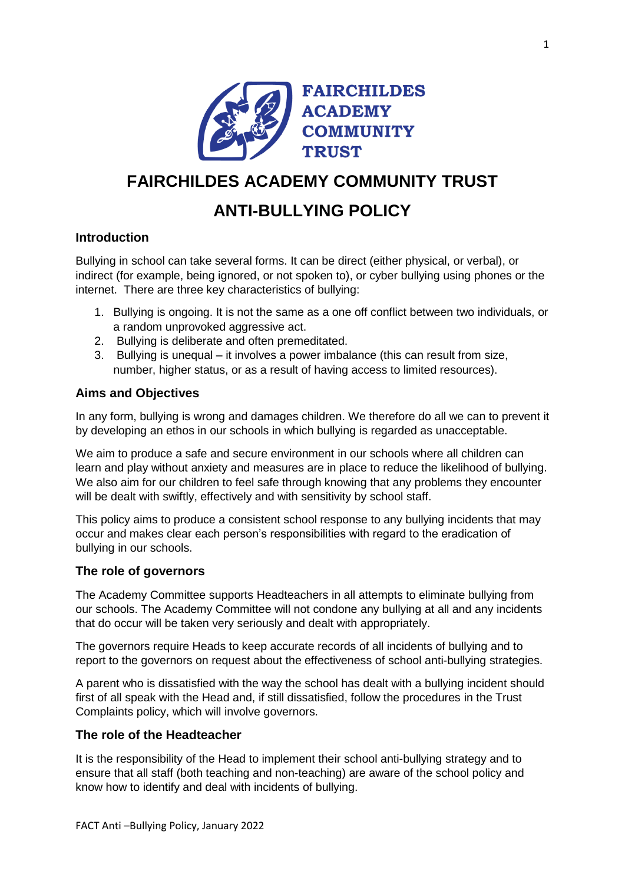# FAIRCHILDES ACADEMY COMMUNITY TRUST

# ANTI-BULLYING POLICY

## Introduction

Bullying in school can take several forms. It can be direct (either physical, or verbal), or indirect (for example, being ignored, or not spoken to), or cyber bullying using phones or the internet. There are three key characteristics of bullying:

1. Bullying is ongoing. It is not the same as a one off conflict between two individuals, or a random unprovoked aggressive act.
2. Bullying is deliberate and often premeditated.
3. Bullying is unequal – it involves a power imbalance (this can result from size, number, higher status, or as a result of having access to limited resources).

## Aims and Objectives

In any form, bullying is wrong and damages children. We therefore do all we can to prevent it by developing an ethos in our schools in which bullying is regarded as unacceptable.

We aim to produce a safe and secure environment in our schools where all children can learn and play without anxiety and measures are in place to reduce the likelihood of bullying. We also aim for our children to feel safe through knowing that any problems they encounter will be dealt with swiftly, effectively and with sensitivity by school staff.

This policy aims to produce a consistent school response to any bullying incidents that may occur and makes clear each person's responsibilities with regard to the eradication of bullying in our schools.

## The role of governors

The Academy Committee supports Headteachers in all attempts to eliminate bullying from our schools. The Academy Committee will not condone any bullying at all and any incidents that do occur will be taken very seriously and dealt with appropriately.

The governors require Heads to keep accurate records of all incidents of bullying and to report to the governors on request about the effectiveness of school anti-bullying strategies.

A parent who is dissatisfied with the way the school has dealt with a bullying incident should first of all speak with the Head and, if still dissatisfied, follow the procedures in the Trust Complaints policy, which will involve governors.

## The role of the Headteacher

It is the responsibility of the Head to implement their school anti-bullying strategy and to ensure that all staff (both teaching and non-teaching) are aware of the school policy and know how to identify and deal with incidents of bullying.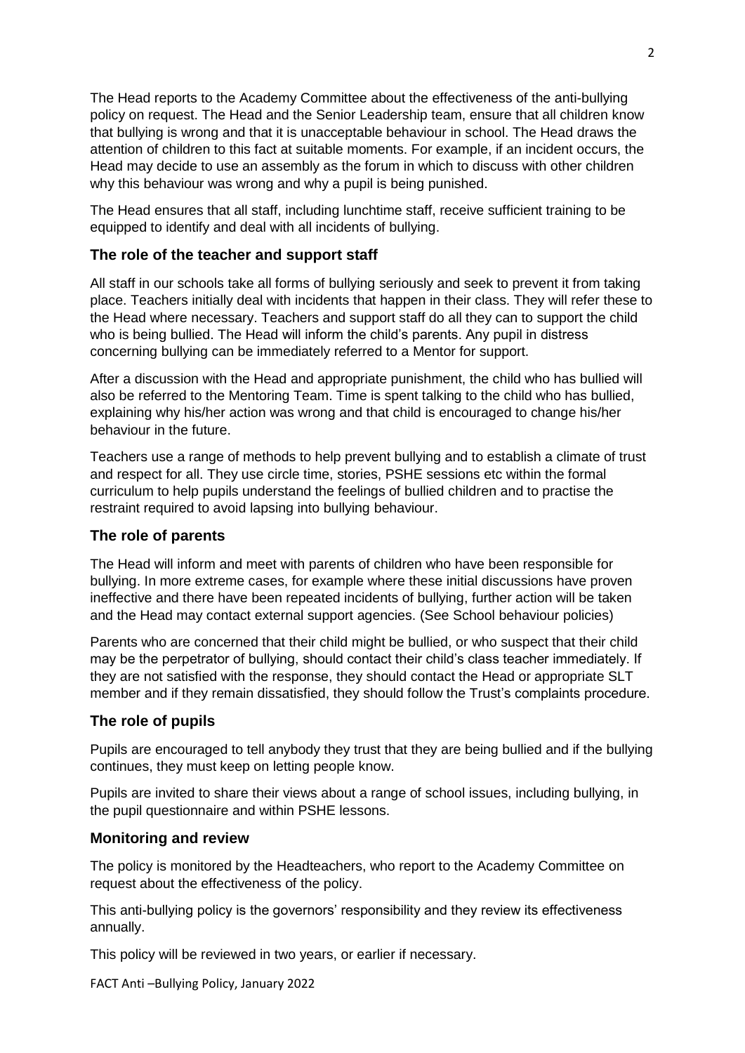The Head reports to the Academy Committee about the effectiveness of the anti-bullying policy on request. The Head and the Senior Leadership team, ensure that all children know that bullying is wrong and that it is unacceptable behaviour in school. The Head draws the attention of children to this fact at suitable moments. For example, if an incident occurs, the Head may decide to use an assembly as the forum in which to discuss with other children why this behaviour was wrong and why a pupil is being punished.

The Head ensures that all staff, including lunchtime staff, receive sufficient training to be equipped to identify and deal with all incidents of bullying.

### The role of the teacher and support staff

All staff in our schools take all forms of bullying seriously and seek to prevent it from taking place. Teachers initially deal with incidents that happen in their class. They will refer these to the Head where necessary. Teachers and support staff do all they can to support the child who is being bullied. The Head will inform the child's parents. Any pupil in distress concerning bullying can be immediately referred to a Mentor for support.

After a discussion with the Head and appropriate punishment, the child who has bullied will also be referred to the Mentoring Team. Time is spent talking to the child who has bullied, explaining why his/her action was wrong and that child is encouraged to change his/her behaviour in the future.

Teachers use a range of methods to help prevent bullying and to establish a climate of trust and respect for all. They use circle time, stories, PSHE sessions etc within the formal curriculum to help pupils understand the feelings of bullied children and to practise the restraint required to avoid lapsing into bullying behaviour.

### The role of parents

The Head will inform and meet with parents of children who have been responsible for bullying. In more extreme cases, for example where these initial discussions have proven ineffective and there have been repeated incidents of bullying, further action will be taken and the Head may contact external support agencies. (See School behaviour policies)

Parents who are concerned that their child might be bullied, or who suspect that their child may be the perpetrator of bullying, should contact their child's class teacher immediately. If they are not satisfied with the response, they should contact the Head or appropriate SLT member and if they remain dissatisfied, they should follow the Trust's complaints procedure.

### The role of pupils

Pupils are encouraged to tell anybody they trust that they are being bullied and if the bullying continues, they must keep on letting people know.

Pupils are invited to share their views about a range of school issues, including bullying, in the pupil questionnaire and within PSHE lessons.

### Monitoring and review

The policy is monitored by the Headteachers, who report to the Academy Committee on request about the effectiveness of the policy.

This anti-bullying policy is the governors' responsibility and they review its effectiveness annually.

This policy will be reviewed in two years, or earlier if necessary.